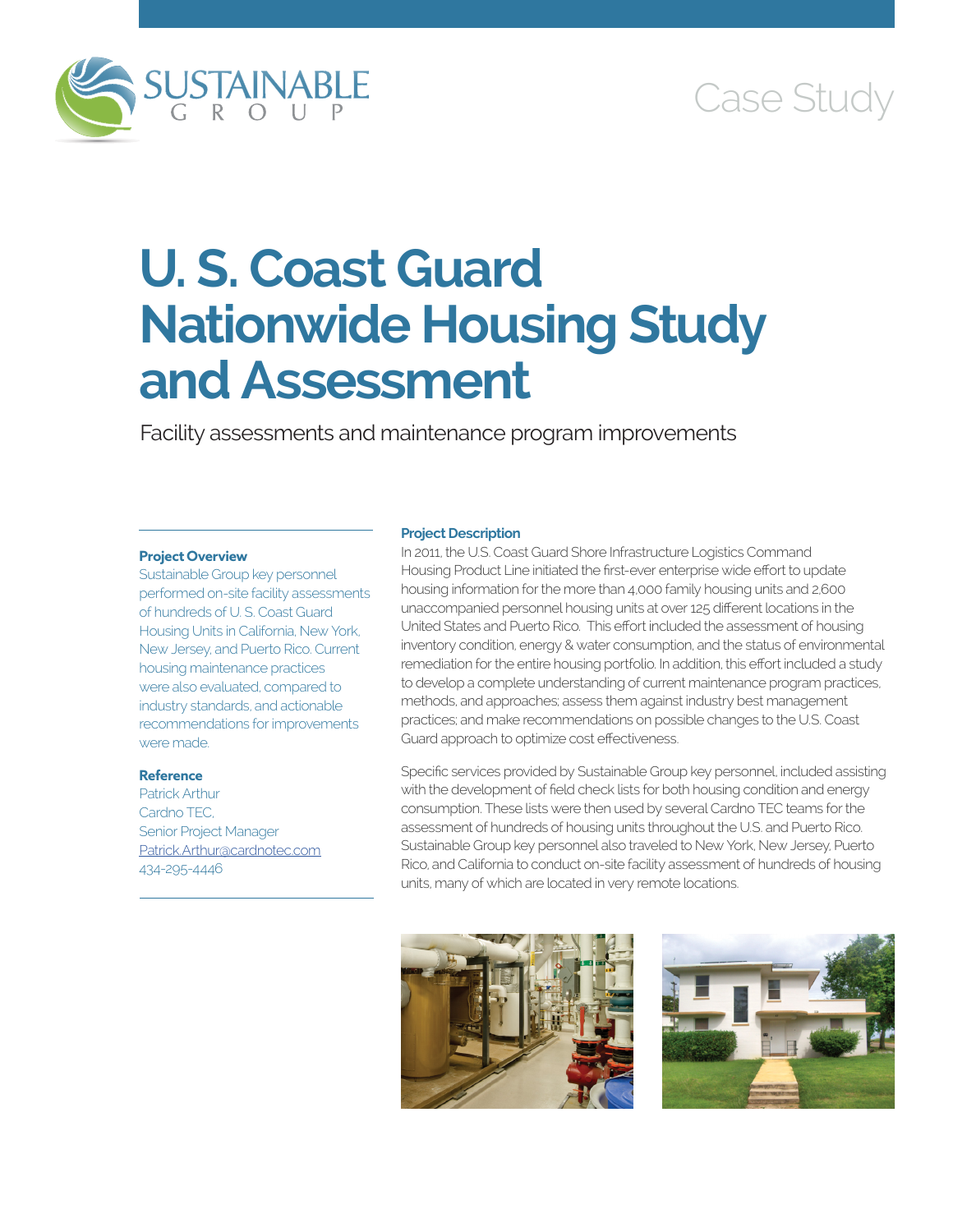SUSTAINABLE GROUP

Case Study

# U. S. Coast Guard Nationwide Housing Study and Assessment

Facility assessments and maintenance program improvements

**Project Overview**

Sustainable Group key personnel performed on-site facility assessments of hundreds of U. S. Coast Guard Housing Units in California, New York, New Jersey, and Puerto Rico. Current housing maintenance practices were also evaluated, compared to industry standards, and actionable recommendations for improvements were made.

**Reference**

Patrick Arthur
Cardno TEC,
Senior Project Manager
Patrick.Arthur@cardnotec.com
434-295-4446

**Project Description**

In 2011, the U.S. Coast Guard Shore Infrastructure Logistics Command Housing Product Line initiated the first-ever enterprise wide effort to update housing information for the more than 4,000 family housing units and 2,600 unaccompanied personnel housing units at over 125 different locations in the United States and Puerto Rico. This effort included the assessment of housing inventory condition, energy & water consumption, and the status of environmental remediation for the entire housing portfolio. In addition, this effort included a study to develop a complete understanding of current maintenance program practices, methods, and approaches; assess them against industry best management practices; and make recommendations on possible changes to the U.S. Coast Guard approach to optimize cost effectiveness.

Specific services provided by Sustainable Group key personnel, included assisting with the development of field check lists for both housing condition and energy consumption. These lists were then used by several Cardno TEC teams for the assessment of hundreds of housing units throughout the U.S. and Puerto Rico. Sustainable Group key personnel also traveled to New York, New Jersey, Puerto Rico, and California to conduct on-site facility assessment of hundreds of housing units, many of which are located in very remote locations.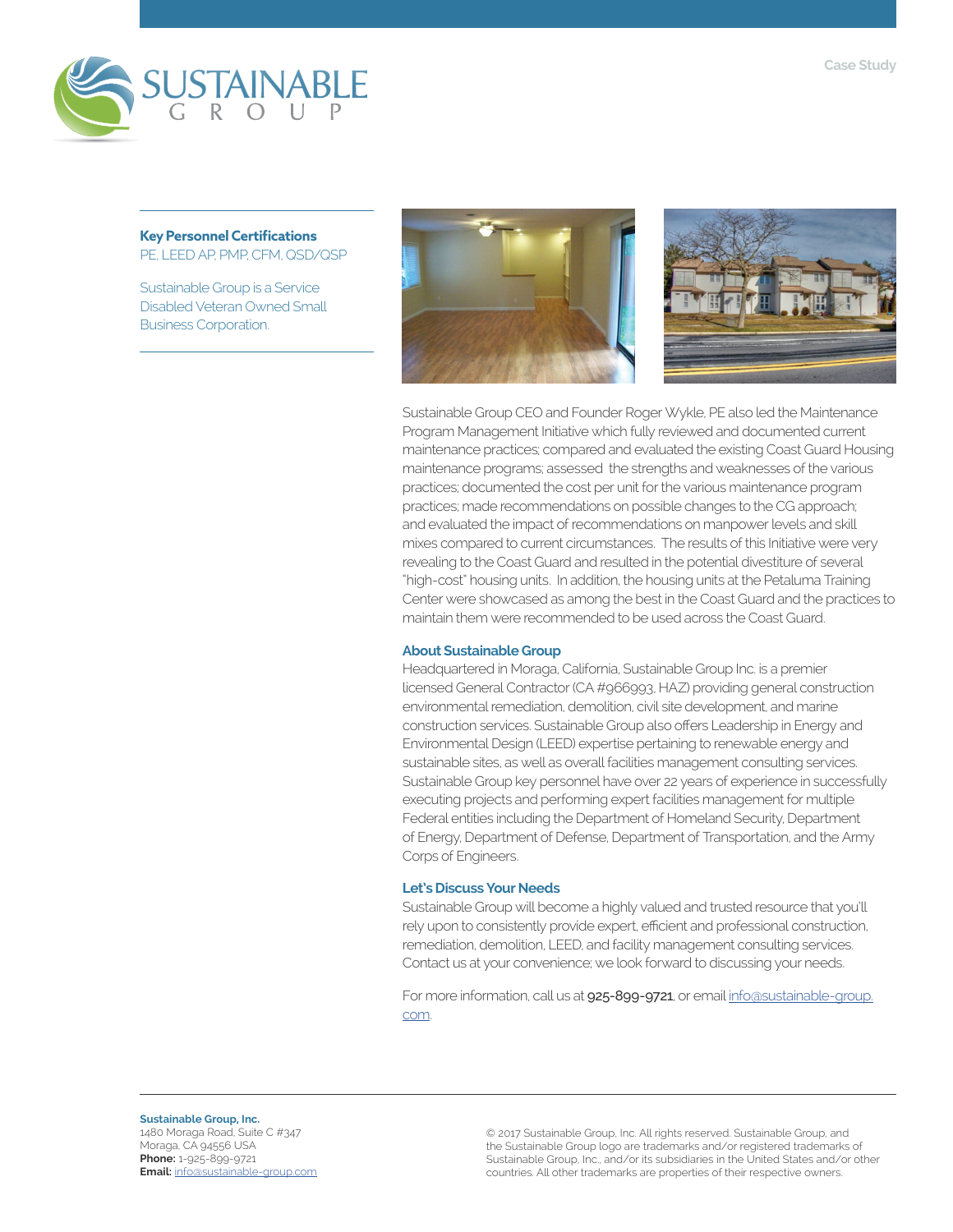Case Study

**Key Personnel Certifications**
PE, LEED AP, PMP, CFM, QSD/QSP

Sustainable Group is a Service Disabled Veteran Owned Small Business Corporation.

Sustainable Group CEO and Founder Roger Wykle, PE also led the Maintenance Program Management Initiative which fully reviewed and documented current maintenance practices; compared and evaluated the existing Coast Guard Housing maintenance programs; assessed the strengths and weaknesses of the various practices; documented the cost per unit for the various maintenance program practices; made recommendations on possible changes to the CG approach; and evaluated the impact of recommendations on manpower levels and skill mixes compared to current circumstances. The results of this Initiative were very revealing to the Coast Guard and resulted in the potential divestiture of several "high-cost" housing units. In addition, the housing units at the Petaluma Training Center were showcased as among the best in the Coast Guard and the practices to maintain them were recommended to be used across the Coast Guard.

### About Sustainable Group

Headquartered in Moraga, California, Sustainable Group Inc. is a premier licensed General Contractor (CA #966993, HAZ) providing general construction environmental remediation, demolition, civil site development, and marine construction services. Sustainable Group also offers Leadership in Energy and Environmental Design (LEED) expertise pertaining to renewable energy and sustainable sites, as well as overall facilities management consulting services. Sustainable Group key personnel have over 22 years of experience in successfully executing projects and performing expert facilities management for multiple Federal entities including the Department of Homeland Security, Department of Energy, Department of Defense, Department of Transportation, and the Army Corps of Engineers.

### Let's Discuss Your Needs

Sustainable Group will become a highly valued and trusted resource that you'll rely upon to consistently provide expert, efficient and professional construction, remediation, demolition, LEED, and facility management consulting services. Contact us at your convenience; we look forward to discussing your needs.

For more information, call us at 925-899-9721, or email info@sustainable-group.com.

**Sustainable Group, Inc.**
1480 Moraga Road, Suite C #347
Moraga, CA 94556 USA
**Phone:** 1-925-899-9721
**Email:** info@sustainable-group.com

© 2017 Sustainable Group, Inc. All rights reserved. Sustainable Group, and the Sustainable Group logo are trademarks and/or registered trademarks of Sustainable Group, Inc., and/or its subsidiaries in the United States and/or other countries. All other trademarks are properties of their respective owners.